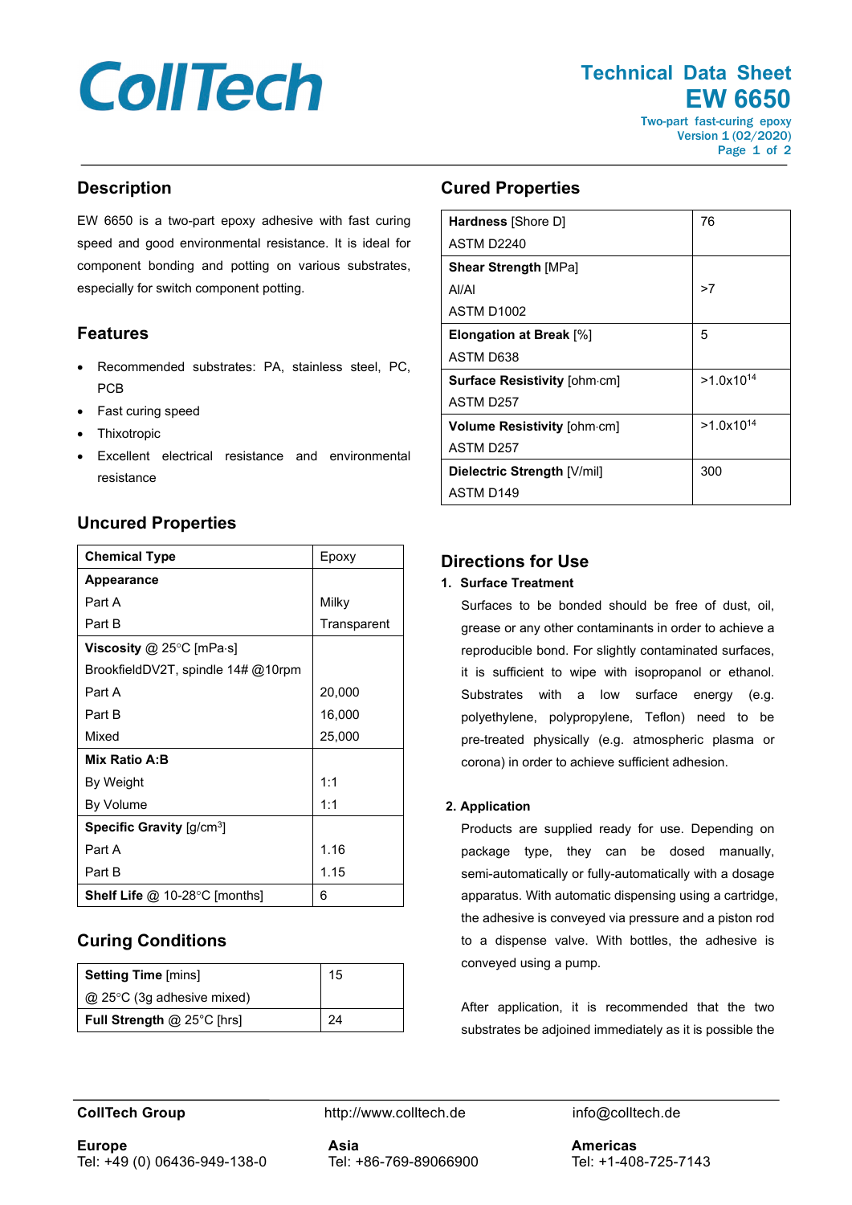# Technical Data Sheet

## EW 6650

Two-part fast-curing epoxy
Version 1 (02/2020)

## Description

EW 6650 is a two-part epoxy adhesive with fast curing speed and good environmental resistance. It is ideal for component bonding and potting on various substrates, especially for switch component potting.

## Features

- Recommended substrates: PA, stainless steel, PC, PCB
- Fast curing speed
- Thixotropic
- Excellent electrical resistance and environmental resistance

## Uncured Properties

| **Chemical Type** | Epoxy |
|---|---|
| **Appearance** | |
| Part A | Milky |
| Part B | Transparent |
| **Viscosity** @ 25°C [mPa·s] | |
| BrookfieldDV2T, spindle 14# @10rpm | |
| Part A | 20,000 |
| Part B | 16,000 |
| Mixed | 25,000 |
| **Mix Ratio A:B** | |
| By Weight | 1:1 |
| By Volume | 1:1 |
| **Specific Gravity** [g/cm³] | |
| Part A | 1.16 |
| Part B | 1.15 |
| **Shelf Life** @ 10-28°C [months] | 6 |

## Curing Conditions

| **Setting Time** [mins] @ 25°C (3g adhesive mixed) | 15 |
|---|---|
| **Full Strength** @ 25°C [hrs] | 24 |

## Cured Properties

| **Hardness** [Shore D] ASTM D2240 | 76 |
|---|---|
| **Shear Strength** [MPa] Al/Al ASTM D1002 | >7 |
| **Elongation at Break** [%] ASTM D638 | 5 |
| **Surface Resistivity** [ohm·cm] ASTM D257 | >$1.0 \times 10^{14}$ |
| **Volume Resistivity** [ohm·cm] ASTM D257 | >$1.0 \times 10^{14}$ |
| **Dielectric Strength** [V/mil] ASTM D149 | 300 |

## Directions for Use

**1. Surface Treatment**

Surfaces to be bonded should be free of dust, oil, grease or any other contaminants in order to achieve a reproducible bond. For slightly contaminated surfaces, it is sufficient to wipe with isopropanol or ethanol. Substrates with a low surface energy (e.g. polyethylene, polypropylene, Teflon) need to be pre-treated physically (e.g. atmospheric plasma or corona) in order to achieve sufficient adhesion.

**2. Application**

Products are supplied ready for use. Depending on package type, they can be dosed manually, semi-automatically or fully-automatically with a dosage apparatus. With automatic dispensing using a cartridge, the adhesive is conveyed via pressure and a piston rod to a dispense valve. With bottles, the adhesive is conveyed using a pump.

After application, it is recommended that the two substrates be adjoined immediately as it is possible the

**CollTech Group** http://www.colltech.de info@colltech.de

**Europe**
Tel: +49 (0) 06436-949-138-0

**Asia**
Tel: +86-769-89066900

**Americas**
Tel: +1-408-725-7143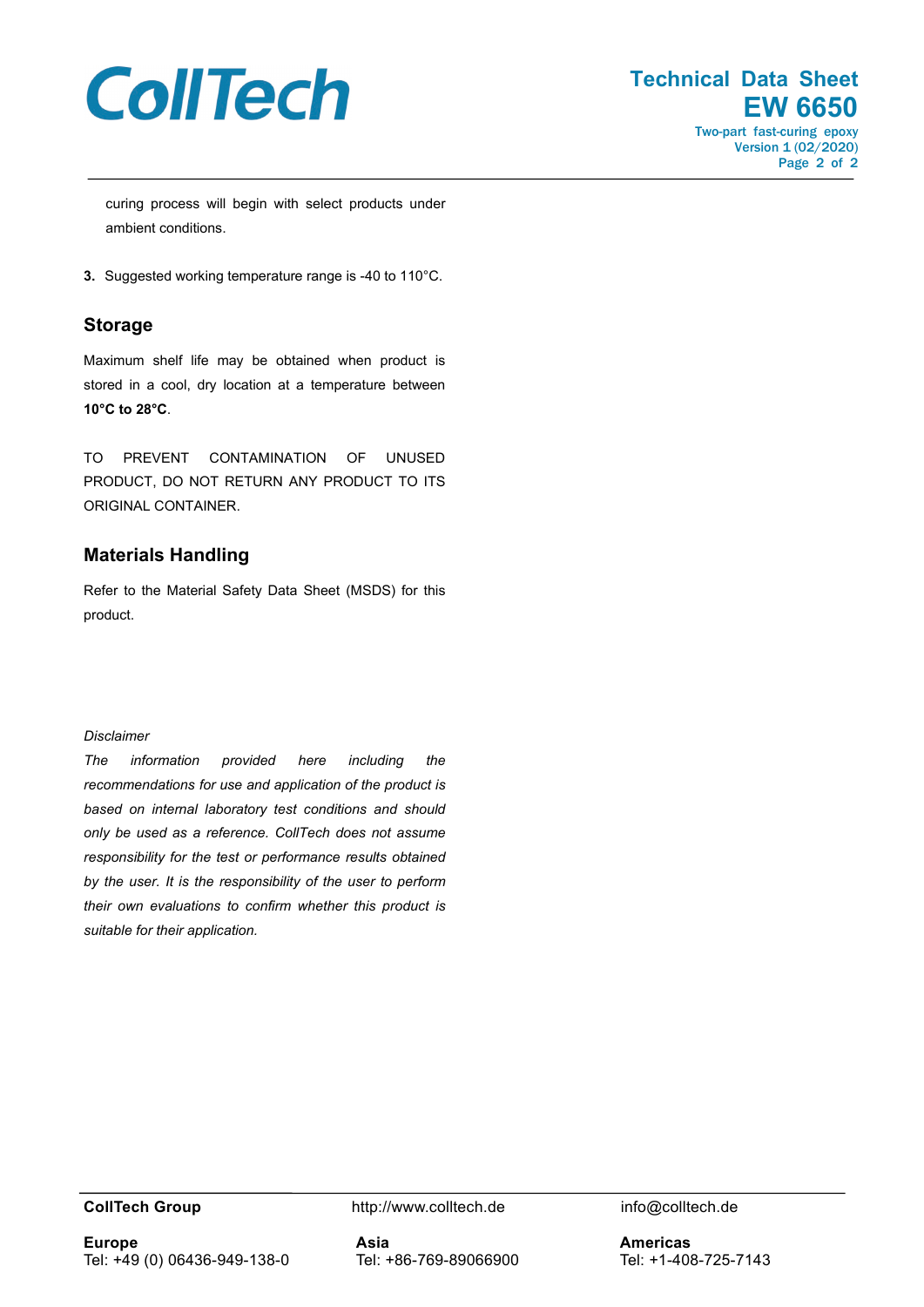curing process will begin with select products under ambient conditions.

3. Suggested working temperature range is -40 to 110°C.

## Storage

Maximum shelf life may be obtained when product is stored in a cool, dry location at a temperature between **10°C to 28°C**.

TO PREVENT CONTAMINATION OF UNUSED PRODUCT, DO NOT RETURN ANY PRODUCT TO ITS ORIGINAL CONTAINER.

## Materials Handling

Refer to the Material Safety Data Sheet (MSDS) for this product.

*Disclaimer*

*The information provided here including the recommendations for use and application of the product is based on internal laboratory test conditions and should only be used as a reference. CollTech does not assume responsibility for the test or performance results obtained by the user. It is the responsibility of the user to perform their own evaluations to confirm whether this product is suitable for their application.*

**CollTech Group** http://www.colltech.de info@colltech.de

**Europe**
Tel: +49 (0) 06436-949-138-0

**Asia**
Tel: +86-769-89066900

**Americas**
Tel: +1-408-725-7143